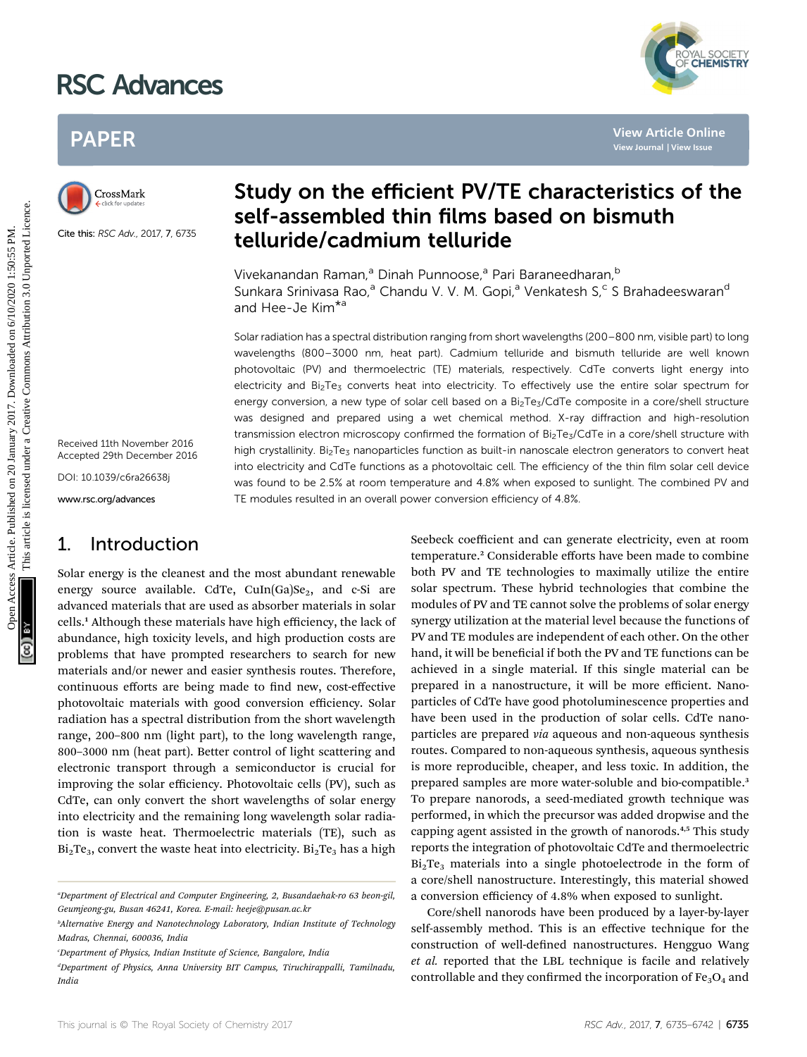# Study on the efficient PV/TE characteristics of the self-assembled thin films based on bismuth telluride/cadmium telluride

Cite this: RSC Adv., 2017, 7, 6735

Vivekanandan Raman,[a] Dinah Punnoose,[a] Pari Baraneedharan,[b] Sunkara Srinivasa Rao,[a] Chandu V. V. M. Gopi,[a] Venkatesh S,[c] S Brahadeeswaran[d] and Hee-Je Kim*[a]

Received 11th November 2016
Accepted 29th December 2016

DOI: 10.1039/c6ra26638j

www.rsc.org/advances

Solar radiation has a spectral distribution ranging from short wavelengths (200–800 nm, visible part) to long wavelengths (800–3000 nm, heat part). Cadmium telluride and bismuth telluride are well known photovoltaic (PV) and thermoelectric (TE) materials, respectively. CdTe converts light energy into electricity and $Bi_2Te_3$ converts heat into electricity. To effectively use the entire solar spectrum for energy conversion, a new type of solar cell based on a $Bi_2Te_3$/CdTe composite in a core/shell structure was designed and prepared using a wet chemical method. X-ray diffraction and high-resolution transmission electron microscopy confirmed the formation of $Bi_2Te_3$/CdTe in a core/shell structure with high crystallinity. $Bi_2Te_3$ nanoparticles function as built-in nanoscale electron generators to convert heat into electricity and CdTe functions as a photovoltaic cell. The efficiency of the thin film solar cell device was found to be 2.5% at room temperature and 4.8% when exposed to sunlight. The combined PV and TE modules resulted in an overall power conversion efficiency of 4.8%.

## 1. Introduction

Solar energy is the cleanest and the most abundant renewable energy source available. CdTe, $CuIn(Ga)Se_2$, and c-Si are advanced materials that are used as absorber materials in solar cells.[1] Although these materials have high efficiency, the lack of abundance, high toxicity levels, and high production costs are problems that have prompted researchers to search for new materials and/or newer and easier synthesis routes. Therefore, continuous efforts are being made to find new, cost-effective photovoltaic materials with good conversion efficiency. Solar radiation has a spectral distribution from the short wavelength range, 200–800 nm (light part), to the long wavelength range, 800–3000 nm (heat part). Better control of light scattering and electronic transport through a semiconductor is crucial for improving the solar efficiency. Photovoltaic cells (PV), such as CdTe, can only convert the short wavelengths of solar energy into electricity and the remaining long wavelength solar radiation is waste heat. Thermoelectric materials (TE), such as $Bi_2Te_3$, convert the waste heat into electricity. $Bi_2Te_3$ has a high Seebeck coefficient and can generate electricity, even at room temperature.[2] Considerable efforts have been made to combine both PV and TE technologies to maximally utilize the entire solar spectrum. These hybrid technologies that combine the modules of PV and TE cannot solve the problems of solar energy synergy utilization at the material level because the functions of PV and TE modules are independent of each other. On the other hand, it will be beneficial if both the PV and TE functions can be achieved in a single material. If this single material can be prepared in a nanostructure, it will be more efficient. Nanoparticles of CdTe have good photoluminescence properties and have been used in the production of solar cells. CdTe nanoparticles are prepared *via* aqueous and non-aqueous synthesis routes. Compared to non-aqueous synthesis, aqueous synthesis is more reproducible, cheaper, and less toxic. In addition, the prepared samples are more water-soluble and bio-compatible.[3] To prepare nanorods, a seed-mediated growth technique was performed, in which the precursor was added dropwise and the capping agent assisted in the growth of nanorods.[4,5] This study reports the integration of photovoltaic CdTe and thermoelectric $Bi_2Te_3$ materials into a single photoelectrode in the form of a core/shell nanostructure. Interestingly, this material showed a conversion efficiency of 4.8% when exposed to sunlight.

Core/shell nanorods have been produced by a layer-by-layer self-assembly method. This is an effective technique for the construction of well-defined nanostructures. Hengguo Wang *et al.* reported that the LBL technique is facile and relatively controllable and they confirmed the incorporation of $Fe_3O_4$ and

[a] Department of Electrical and Computer Engineering, 2, Busandaehak-ro 63 beon-gil, Geumjeong-gu, Busan 46241, Korea. E-mail: heeje@pusan.ac.kr

[b] Alternative Energy and Nanotechnology Laboratory, Indian Institute of Technology Madras, Chennai, 600036, India

[c] Department of Physics, Indian Institute of Science, Bangalore, India

[d] Department of Physics, Anna University BIT Campus, Tiruchirappalli, Tamilnadu, India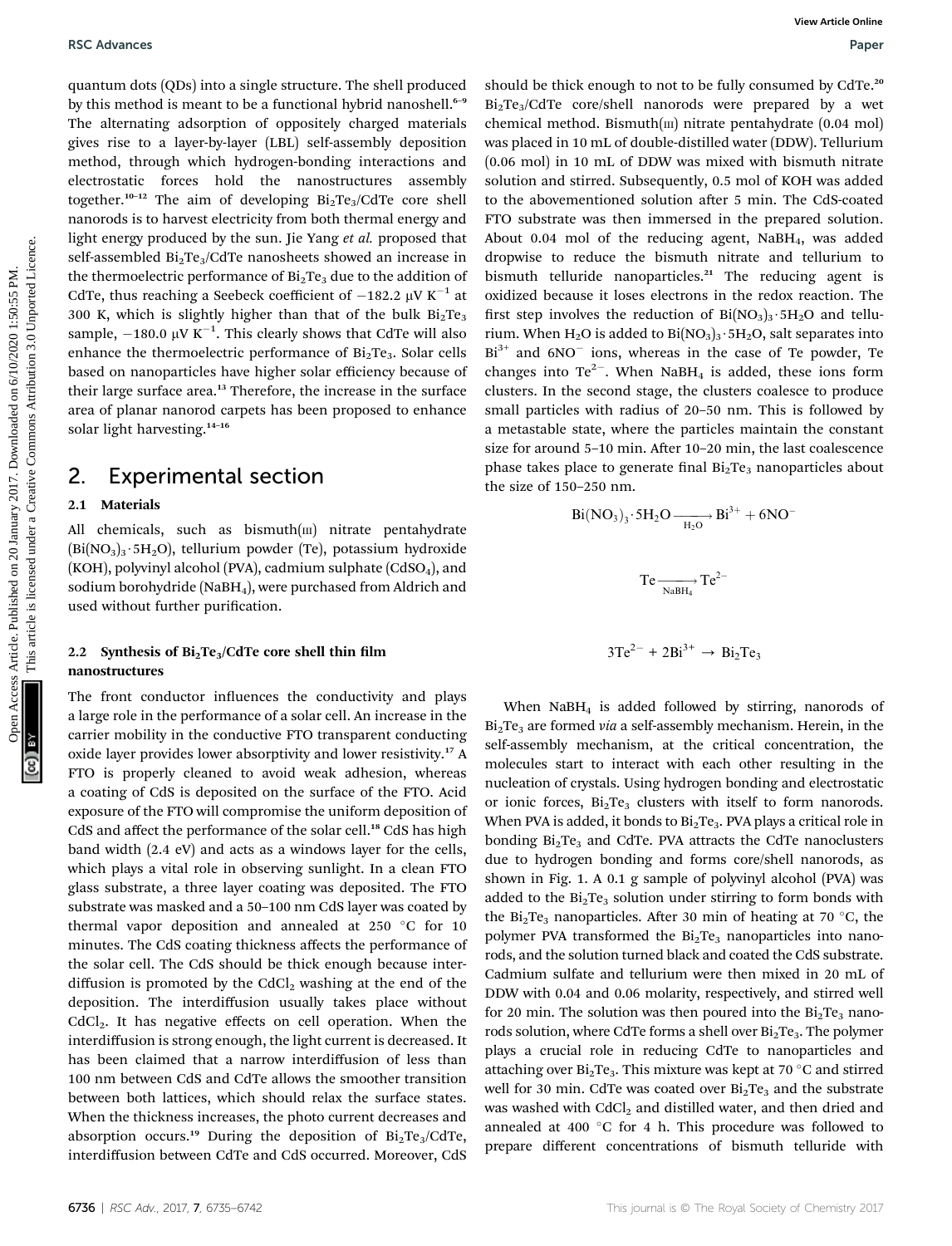quantum dots (QDs) into a single structure. The shell produced by this method is meant to be a functional hybrid nanoshell.[6–9] The alternating adsorption of oppositely charged materials gives rise to a layer-by-layer (LBL) self-assembly deposition method, through which hydrogen-bonding interactions and electrostatic forces hold the nanostructures assembly together.[10–12] The aim of developing $Bi_2Te_3$/CdTe core shell nanorods is to harvest electricity from both thermal energy and light energy produced by the sun. Jie Yang *et al.* proposed that self-assembled $Bi_2Te_3$/CdTe nanosheets showed an increase in the thermoelectric performance of $Bi_2Te_3$ due to the addition of CdTe, thus reaching a Seebeck coefficient of $-182.2\ \mu V\ K^{-1}$ at 300 K, which is slightly higher than that of the bulk $Bi_2Te_3$ sample, $-180.0\ \mu V\ K^{-1}$. This clearly shows that CdTe will also enhance the thermoelectric performance of $Bi_2Te_3$. Solar cells based on nanoparticles have higher solar efficiency because of their large surface area.[13] Therefore, the increase in the surface area of planar nanorod carpets has been proposed to enhance solar light harvesting.[14–16]

## 2. Experimental section

### 2.1 Materials

All chemicals, such as bismuth(III) nitrate pentahydrate ($Bi(NO_3)_3 \cdot 5H_2O$), tellurium powder (Te), potassium hydroxide (KOH), polyvinyl alcohol (PVA), cadmium sulphate ($CdSO_4$), and sodium borohydride ($NaBH_4$), were purchased from Aldrich and used without further purification.

### 2.2 Synthesis of $Bi_2Te_3$/CdTe core shell thin film nanostructures

The front conductor influences the conductivity and plays a large role in the performance of a solar cell. An increase in the carrier mobility in the conductive FTO transparent conducting oxide layer provides lower absorptivity and lower resistivity.[17] A FTO is properly cleaned to avoid weak adhesion, whereas a coating of CdS is deposited on the surface of the FTO. Acid exposure of the FTO will compromise the uniform deposition of CdS and affect the performance of the solar cell.[18] CdS has high band width (2.4 eV) and acts as a windows layer for the cells, which plays a vital role in observing sunlight. In a clean FTO glass substrate, a three layer coating was deposited. The FTO substrate was masked and a 50–100 nm CdS layer was coated by thermal vapor deposition and annealed at 250 °C for 10 minutes. The CdS coating thickness affects the performance of the solar cell. The CdS should be thick enough because interdiffusion is promoted by the $CdCl_2$ washing at the end of the deposition. The interdiffusion usually takes place without $CdCl_2$. It has negative effects on cell operation. When the interdiffusion is strong enough, the light current is decreased. It has been claimed that a narrow interdiffusion of less than 100 nm between CdS and CdTe allows the smoother transition between both lattices, which should relax the surface states. When the thickness increases, the photo current decreases and absorption occurs.[19] During the deposition of $Bi_2Te_3$/CdTe, interdiffusion between CdTe and CdS occurred. Moreover, CdS should be thick enough to not to be fully consumed by CdTe.[20] $Bi_2Te_3$/CdTe core/shell nanorods were prepared by a wet chemical method. Bismuth(III) nitrate pentahydrate (0.04 mol) was placed in 10 mL of double-distilled water (DDW). Tellurium (0.06 mol) in 10 mL of DDW was mixed with bismuth nitrate solution and stirred. Subsequently, 0.5 mol of KOH was added to the abovementioned solution after 5 min. The CdS-coated FTO substrate was then immersed in the prepared solution. About 0.04 mol of the reducing agent, $NaBH_4$, was added dropwise to reduce the bismuth nitrate and tellurium to bismuth telluride nanoparticles.[21] The reducing agent is oxidized because it loses electrons in the redox reaction. The first step involves the reduction of $Bi(NO_3)_3 \cdot 5H_2O$ and tellurium. When $H_2O$ is added to $Bi(NO_3)_3 \cdot 5H_2O$, salt separates into $Bi^{3+}$ and $6NO^-$ ions, whereas in the case of Te powder, Te changes into $Te^{2-}$. When $NaBH_4$ is added, these ions form clusters. In the second stage, the clusters coalesce to produce small particles with radius of 20–50 nm. This is followed by a metastable state, where the particles maintain the constant size for around 5–10 min. After 10–20 min, the last coalescence phase takes place to generate final $Bi_2Te_3$ nanoparticles about the size of 150–250 nm.

$$Bi(NO_3)_3 \cdot 5H_2O \xrightarrow[H_2O]{} Bi^{3+} + 6NO^-$$

$$Te \xrightarrow[NaBH_4]{} Te^{2-}$$

$$3Te^{2-} + 2Bi^{3+} \rightarrow Bi_2Te_3$$

When $NaBH_4$ is added followed by stirring, nanorods of $Bi_2Te_3$ are formed *via* a self-assembly mechanism. Herein, in the self-assembly mechanism, at the critical concentration, the molecules start to interact with each other resulting in the nucleation of crystals. Using hydrogen bonding and electrostatic or ionic forces, $Bi_2Te_3$ clusters with itself to form nanorods. When PVA is added, it bonds to $Bi_2Te_3$. PVA plays a critical role in bonding $Bi_2Te_3$ and CdTe. PVA attracts the CdTe nanoclusters due to hydrogen bonding and forms core/shell nanorods, as shown in Fig. 1. A 0.1 g sample of polyvinyl alcohol (PVA) was added to the $Bi_2Te_3$ solution under stirring to form bonds with the $Bi_2Te_3$ nanoparticles. After 30 min of heating at 70 °C, the polymer PVA transformed the $Bi_2Te_3$ nanoparticles into nanorods, and the solution turned black and coated the CdS substrate. Cadmium sulfate and tellurium were then mixed in 20 mL of DDW with 0.04 and 0.06 molarity, respectively, and stirred well for 20 min. The solution was then poured into the $Bi_2Te_3$ nanorods solution, where CdTe forms a shell over $Bi_2Te_3$. The polymer plays a crucial role in reducing CdTe to nanoparticles and attaching over $Bi_2Te_3$. This mixture was kept at 70 °C and stirred well for 30 min. CdTe was coated over $Bi_2Te_3$ and the substrate was washed with $CdCl_2$ and distilled water, and then dried and annealed at 400 °C for 4 h. This procedure was followed to prepare different concentrations of bismuth telluride with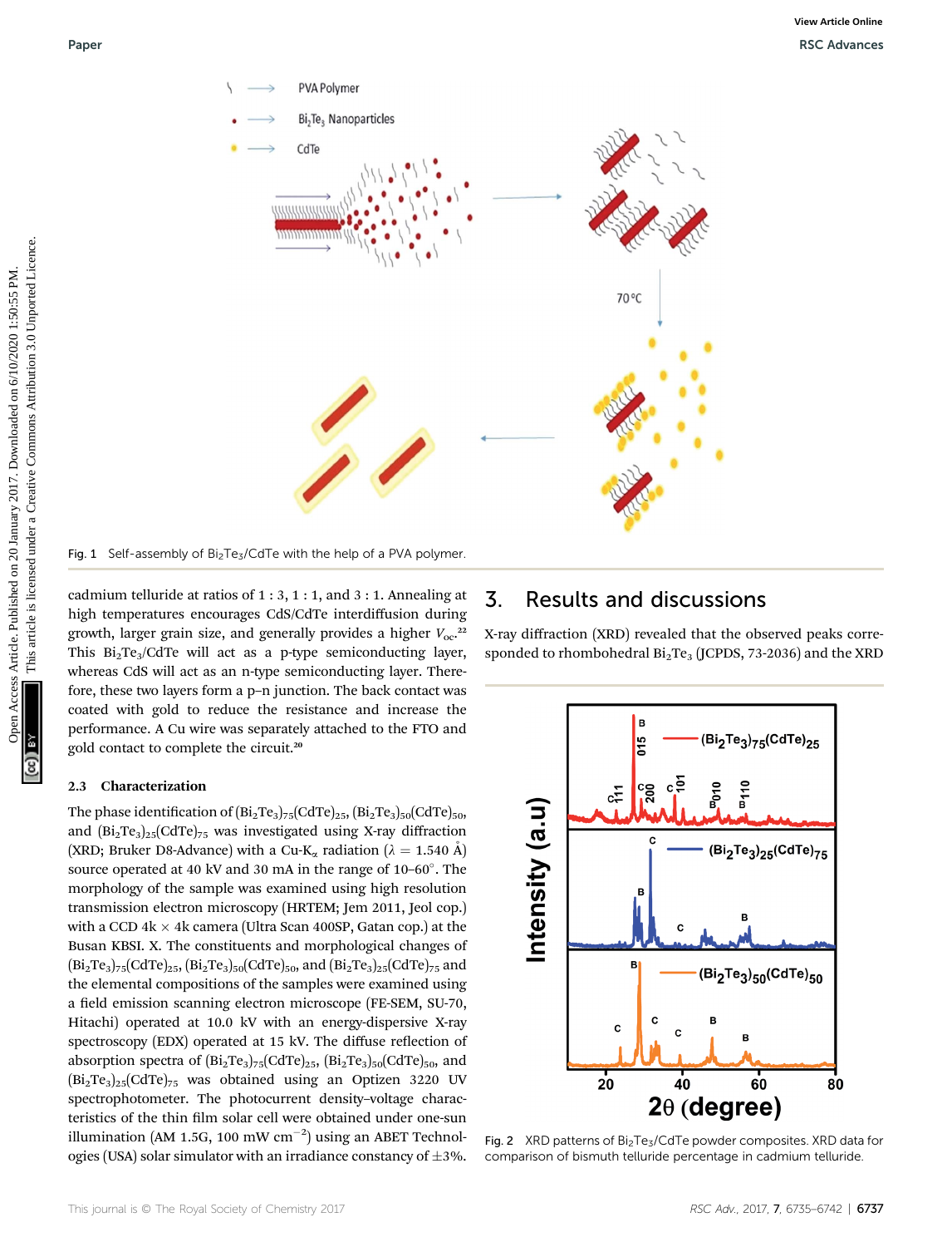Fig. 1 Self-assembly of $Bi_2Te_3$/CdTe with the help of a PVA polymer.

cadmium telluride at ratios of 1 : 3, 1 : 1, and 3 : 1. Annealing at high temperatures encourages CdS/CdTe interdiffusion during growth, larger grain size, and generally provides a higher $V_{oc}$.[22] This $Bi_2Te_3$/CdTe will act as a p-type semiconducting layer, whereas CdS will act as an n-type semiconducting layer. Therefore, these two layers form a p–n junction. The back contact was coated with gold to reduce the resistance and increase the performance. A Cu wire was separately attached to the FTO and gold contact to complete the circuit.[20]

### 2.3 Characterization

The phase identification of $(Bi_2Te_3)_{75}(CdTe)_{25}$, $(Bi_2Te_3)_{50}(CdTe)_{50}$, and $(Bi_2Te_3)_{25}(CdTe)_{75}$ was investigated using X-ray diffraction (XRD; Bruker D8-Advance) with a Cu-$K_\alpha$ radiation ($\lambda$ = 1.540 Å) source operated at 40 kV and 30 mA in the range of 10–60°. The morphology of the sample was examined using high resolution transmission electron microscopy (HRTEM; Jem 2011, Jeol cop.) with a CCD 4k × 4k camera (Ultra Scan 400SP, Gatan cop.) at the Busan KBSI. X. The constituents and morphological changes of $(Bi_2Te_3)_{75}(CdTe)_{25}$, $(Bi_2Te_3)_{50}(CdTe)_{50}$, and $(Bi_2Te_3)_{25}(CdTe)_{75}$ and the elemental compositions of the samples were examined using a field emission scanning electron microscope (FE-SEM, SU-70, Hitachi) operated at 10.0 kV with an energy-dispersive X-ray spectroscopy (EDX) operated at 15 kV. The diffuse reflection of absorption spectra of $(Bi_2Te_3)_{75}(CdTe)_{25}$, $(Bi_2Te_3)_{50}(CdTe)_{50}$, and $(Bi_2Te_3)_{25}(CdTe)_{75}$ was obtained using an Optizen 3220 UV spectrophotometer. The photocurrent density–voltage characteristics of the thin film solar cell were obtained under one-sun illumination (AM 1.5G, 100 mW $cm^{-2}$) using an ABET Technologies (USA) solar simulator with an irradiance constancy of ±3%.

## 3. Results and discussions

X-ray diffraction (XRD) revealed that the observed peaks corresponded to rhombohedral $Bi_2Te_3$ (JCPDS, 73-2036) and the XRD

Fig. 2 XRD patterns of $Bi_2Te_3$/CdTe powder composites. XRD data for comparison of bismuth telluride percentage in cadmium telluride.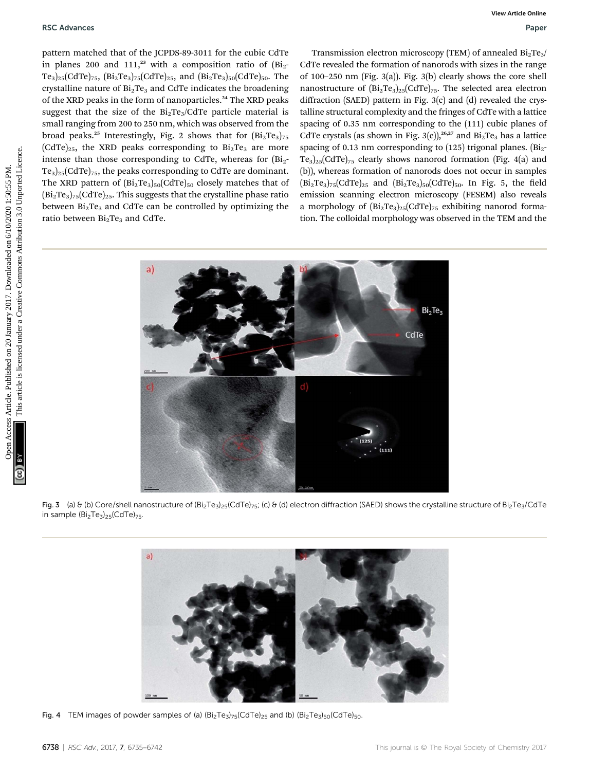pattern matched that of the JCPDS-89-3011 for the cubic CdTe in planes 200 and 111,[23] with a composition ratio of $(Bi_2Te_3)_{25}(CdTe)_{75}$, $(Bi_2Te_3)_{75}(CdTe)_{25}$, and $(Bi_2Te_3)_{50}(CdTe)_{50}$. The crystalline nature of $Bi_2Te_3$ and CdTe indicates the broadening of the XRD peaks in the form of nanoparticles.[24] The XRD peaks suggest that the size of the $Bi_2Te_3$/CdTe particle material is small ranging from 200 to 250 nm, which was observed from the broad peaks.[25] Interestingly, Fig. 2 shows that for $(Bi_2Te_3)_{75}(CdTe)_{25}$, the XRD peaks corresponding to $Bi_2Te_3$ are more intense than those corresponding to CdTe, whereas for $(Bi_2Te_3)_{25}(CdTe)_{75}$, the peaks corresponding to CdTe are dominant. The XRD pattern of $(Bi_2Te_3)_{50}(CdTe)_{50}$ closely matches that of $(Bi_2Te_3)_{75}(CdTe)_{25}$. This suggests that the crystalline phase ratio between $Bi_2Te_3$ and CdTe can be controlled by optimizing the ratio between $Bi_2Te_3$ and CdTe.

Transmission electron microscopy (TEM) of annealed $Bi_2Te_3$/CdTe revealed the formation of nanorods with sizes in the range of 100–250 nm (Fig. 3(a)). Fig. 3(b) clearly shows the core shell nanostructure of $(Bi_2Te_3)_{25}(CdTe)_{75}$. The selected area electron diffraction (SAED) pattern in Fig. 3(c) and (d) revealed the crystalline structural complexity and the fringes of CdTe with a lattice spacing of 0.35 nm corresponding to the (111) cubic planes of CdTe crystals (as shown in Fig. 3(c)),[26,27] and $Bi_2Te_3$ has a lattice spacing of 0.13 nm corresponding to (125) trigonal planes. $(Bi_2Te_3)_{25}(CdTe)_{75}$ clearly shows nanorod formation (Fig. 4(a) and (b)), whereas formation of nanorods does not occur in samples $(Bi_2Te_3)_{75}(CdTe)_{25}$ and $(Bi_2Te_3)_{50}(CdTe)_{50}$. In Fig. 5, the field emission scanning electron microscopy (FESEM) also reveals a morphology of $(Bi_2Te_3)_{25}(CdTe)_{75}$ exhibiting nanorod formation. The colloidal morphology was observed in the TEM and the

Fig. 3 (a) & (b) Core/shell nanostructure of $(Bi_2Te_3)_{25}(CdTe)_{75}$; (c) & (d) electron diffraction (SAED) shows the crystalline structure of $Bi_2Te_3$/CdTe in sample $(Bi_2Te_3)_{25}(CdTe)_{75}$.

Fig. 4 TEM images of powder samples of (a) $(Bi_2Te_3)_{75}(CdTe)_{25}$ and (b) $(Bi_2Te_3)_{50}(CdTe)_{50}$.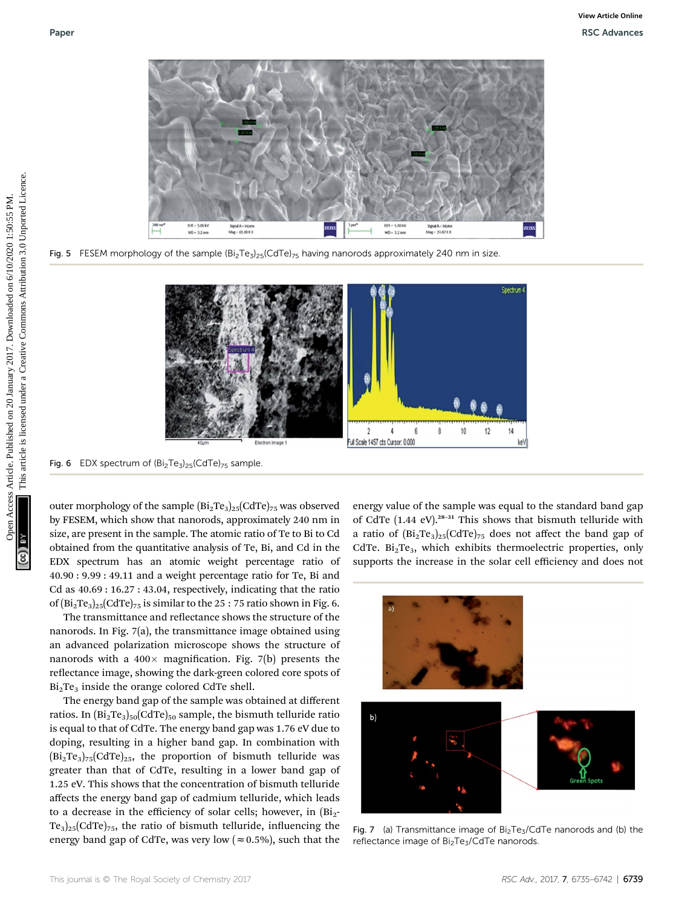Fig. 5 FESEM morphology of the sample $(Bi_2Te_3)_{25}(CdTe)_{75}$ having nanorods approximately 240 nm in size.

Fig. 6 EDX spectrum of $(Bi_2Te_3)_{25}(CdTe)_{75}$ sample.

outer morphology of the sample $(Bi_2Te_3)_{25}(CdTe)_{75}$ was observed by FESEM, which show that nanorods, approximately 240 nm in size, are present in the sample. The atomic ratio of Te to Bi to Cd obtained from the quantitative analysis of Te, Bi, and Cd in the EDX spectrum has an atomic weight percentage ratio of 40.90 : 9.99 : 49.11 and a weight percentage ratio for Te, Bi and Cd as 40.69 : 16.27 : 43.04, respectively, indicating that the ratio of $(Bi_2Te_3)_{25}(CdTe)_{75}$ is similar to the 25 : 75 ratio shown in Fig. 6.

The transmittance and reflectance shows the structure of the nanorods. In Fig. 7(a), the transmittance image obtained using an advanced polarization microscope shows the structure of nanorods with a 400× magnification. Fig. 7(b) presents the reflectance image, showing the dark-green colored core spots of $Bi_2Te_3$ inside the orange colored CdTe shell.

The energy band gap of the sample was obtained at different ratios. In $(Bi_2Te_3)_{50}(CdTe)_{50}$ sample, the bismuth telluride ratio is equal to that of CdTe. The energy band gap was 1.76 eV due to doping, resulting in a higher band gap. In combination with $(Bi_2Te_3)_{75}(CdTe)_{25}$, the proportion of bismuth telluride was greater than that of CdTe, resulting in a lower band gap of 1.25 eV. This shows that the concentration of bismuth telluride affects the energy band gap of cadmium telluride, which leads to a decrease in the efficiency of solar cells; however, in $(Bi_2Te_3)_{25}(CdTe)_{75}$, the ratio of bismuth telluride, influencing the energy band gap of CdTe, was very low (≈0.5%), such that the energy value of the sample was equal to the standard band gap of CdTe (1.44 eV).[28–31] This shows that bismuth telluride with a ratio of $(Bi_2Te_3)_{25}(CdTe)_{75}$ does not affect the band gap of CdTe. $Bi_2Te_3$, which exhibits thermoelectric properties, only supports the increase in the solar cell efficiency and does not

Fig. 7 (a) Transmittance image of $Bi_2Te_3$/CdTe nanorods and (b) the reflectance image of $Bi_2Te_3$/CdTe nanorods.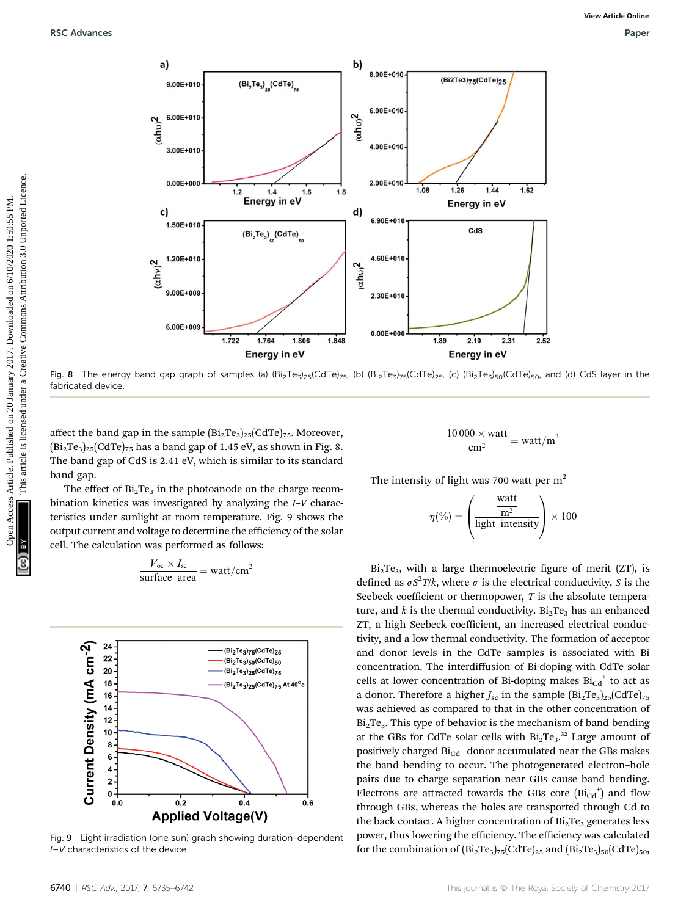Fig. 8 The energy band gap graph of samples (a) $(Bi_2Te_3)_{25}(CdTe)_{75}$, (b) $(Bi_2Te_3)_{75}(CdTe)_{25}$, (c) $(Bi_2Te_3)_{50}(CdTe)_{50}$, and (d) CdS layer in the fabricated device.

affect the band gap in the sample $(Bi_2Te_3)_{25}(CdTe)_{75}$. Moreover, $(Bi_2Te_3)_{25}(CdTe)_{75}$ has a band gap of 1.45 eV, as shown in Fig. 8. The band gap of CdS is 2.41 eV, which is similar to its standard band gap.

The effect of $Bi_2Te_3$ in the photoanode on the charge recombination kinetics was investigated by analyzing the *I–V* characteristics under sunlight at room temperature. Fig. 9 shows the output current and voltage to determine the efficiency of the solar cell. The calculation was performed as follows:

$$\frac{V_{oc} \times I_{sc}}{\text{surface area}} = \text{watt/cm}^2$$

$$\frac{10\,000 \times \text{watt}}{\text{cm}^2} = \text{watt/m}^2$$

The intensity of light was 700 watt per $m^2$

$$\eta(\%) = \left( \frac{\frac{\text{watt}}{\text{m}^2}}{\text{light intensity}} \right) \times 100$$

Fig. 9 Light irradiation (one sun) graph showing duration-dependent *I–V* characteristics of the device.

$Bi_2Te_3$, with a large thermoelectric figure of merit (ZT), is defined as $\sigma S^2 T/k$, where $\sigma$ is the electrical conductivity, $S$ is the Seebeck coefficient or thermopower, $T$ is the absolute temperature, and $k$ is the thermal conductivity. $Bi_2Te_3$ has an enhanced ZT, a high Seebeck coefficient, an increased electrical conductivity, and a low thermal conductivity. The formation of acceptor and donor levels in the CdTe samples is associated with Bi concentration. The interdiffusion of Bi-doping with CdTe solar cells at lower concentration of Bi-doping makes $Bi_{Cd}^+$ to act as a donor. Therefore a higher $J_{sc}$ in the sample $(Bi_2Te_3)_{25}(CdTe)_{75}$ was achieved as compared to that in the other concentration of $Bi_2Te_3$. This type of behavior is the mechanism of band bending at the GBs for CdTe solar cells with $Bi_2Te_3$.[32] Large amount of positively charged $Bi_{Cd}^+$ donor accumulated near the GBs makes the band bending to occur. The photogenerated electron–hole pairs due to charge separation near GBs cause band bending. Electrons are attracted towards the GBs core ($Bi_{Cd}^+$) and flow through GBs, whereas the holes are transported through Cd to the back contact. A higher concentration of $Bi_2Te_3$ generates less power, thus lowering the efficiency. The efficiency was calculated for the combination of $(Bi_2Te_3)_{75}(CdTe)_{25}$ and $(Bi_2Te_3)_{50}(CdTe)_{50}$,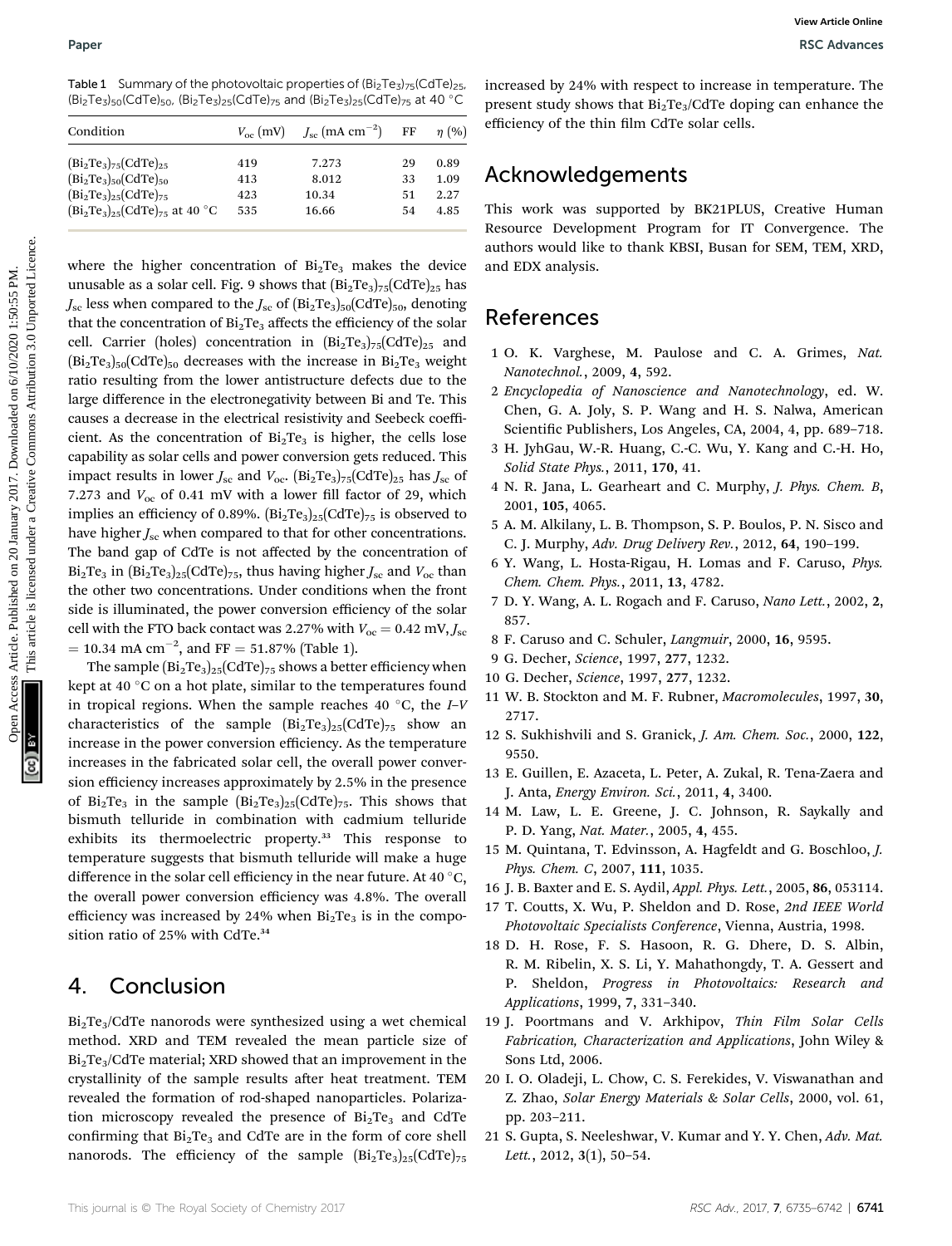Table 1 Summary of the photovoltaic properties of $(Bi_2Te_3)_{75}(CdTe)_{25}$, $(Bi_2Te_3)_{50}(CdTe)_{50}$, $(Bi_2Te_3)_{25}(CdTe)_{75}$ and $(Bi_2Te_3)_{25}(CdTe)_{75}$ at 40 °C

| Condition | $V_{oc}$ (mV) | $J_{sc}$ (mA cm$^{-2}$) | FF | $\eta$ (%) |
|---|---|---|---|---|
| $(Bi_2Te_3)_{75}(CdTe)_{25}$ | 419 | 7.273 | 29 | 0.89 |
| $(Bi_2Te_3)_{50}(CdTe)_{50}$ | 413 | 8.012 | 33 | 1.09 |
| $(Bi_2Te_3)_{25}(CdTe)_{75}$ | 423 | 10.34 | 51 | 2.27 |
| $(Bi_2Te_3)_{25}(CdTe)_{75}$ at 40 °C | 535 | 16.66 | 54 | 4.85 |

where the higher concentration of $Bi_2Te_3$ makes the device unusable as a solar cell. Fig. 9 shows that $(Bi_2Te_3)_{75}(CdTe)_{25}$ has $J_{sc}$ less when compared to the $J_{sc}$ of $(Bi_2Te_3)_{50}(CdTe)_{50}$, denoting that the concentration of $Bi_2Te_3$ affects the efficiency of the solar cell. Carrier (holes) concentration in $(Bi_2Te_3)_{75}(CdTe)_{25}$ and $(Bi_2Te_3)_{50}(CdTe)_{50}$ decreases with the increase in $Bi_2Te_3$ weight ratio resulting from the lower antistructure defects due to the large difference in the electronegativity between Bi and Te. This causes a decrease in the electrical resistivity and Seebeck coefficient. As the concentration of $Bi_2Te_3$ is higher, the cells lose capability as solar cells and power conversion gets reduced. This impact results in lower $J_{sc}$ and $V_{oc}$. $(Bi_2Te_3)_{75}(CdTe)_{25}$ has $J_{sc}$ of 7.273 and $V_{oc}$ of 0.41 mV with a lower fill factor of 29, which implies an efficiency of 0.89%. $(Bi_2Te_3)_{25}(CdTe)_{75}$ is observed to have higher $J_{sc}$ when compared to that for other concentrations. The band gap of CdTe is not affected by the concentration of $Bi_2Te_3$ in $(Bi_2Te_3)_{25}(CdTe)_{75}$, thus having higher $J_{sc}$ and $V_{oc}$ than the other two concentrations. Under conditions when the front side is illuminated, the power conversion efficiency of the solar cell with the FTO back contact was 2.27% with $V_{oc}$ = 0.42 mV, $J_{sc}$ = 10.34 mA cm$^{-2}$, and FF = 51.87% (Table 1).

The sample $(Bi_2Te_3)_{25}(CdTe)_{75}$ shows a better efficiency when kept at 40 °C on a hot plate, similar to the temperatures found in tropical regions. When the sample reaches 40 °C, the *I–V* characteristics of the sample $(Bi_2Te_3)_{25}(CdTe)_{75}$ show an increase in the power conversion efficiency. As the temperature increases in the fabricated solar cell, the overall power conversion efficiency increases approximately by 2.5% in the presence of $Bi_2Te_3$ in the sample $(Bi_2Te_3)_{25}(CdTe)_{75}$. This shows that bismuth telluride in combination with cadmium telluride exhibits its thermoelectric property.[33] This response to temperature suggests that bismuth telluride will make a huge difference in the solar cell efficiency in the near future. At 40 °C, the overall power conversion efficiency was 4.8%. The overall efficiency was increased by 24% when $Bi_2Te_3$ is in the composition ratio of 25% with CdTe.[34]

## 4. Conclusion

$Bi_2Te_3$/CdTe nanorods were synthesized using a wet chemical method. XRD and TEM revealed the mean particle size of $Bi_2Te_3$/CdTe material; XRD showed that an improvement in the crystallinity of the sample results after heat treatment. TEM revealed the formation of rod-shaped nanoparticles. Polarization microscopy revealed the presence of $Bi_2Te_3$ and CdTe confirming that $Bi_2Te_3$ and CdTe are in the form of core shell nanorods. The efficiency of the sample $(Bi_2Te_3)_{25}(CdTe)_{75}$ increased by 24% with respect to increase in temperature. The present study shows that $Bi_2Te_3$/CdTe doping can enhance the efficiency of the thin film CdTe solar cells.

## Acknowledgements

This work was supported by BK21PLUS, Creative Human Resource Development Program for IT Convergence. The authors would like to thank KBSI, Busan for SEM, TEM, XRD, and EDX analysis.

## References

1 O. K. Varghese, M. Paulose and C. A. Grimes, *Nat. Nanotechnol.*, 2009, **4**, 592.
2 *Encyclopedia of Nanoscience and Nanotechnology*, ed. W. Chen, G. A. Joly, S. P. Wang and H. S. Nalwa, American Scientific Publishers, Los Angeles, CA, 2004, 4, pp. 689–718.
3 H. JyhGau, W.-R. Huang, C.-C. Wu, Y. Kang and C.-H. Ho, *Solid State Phys.*, 2011, **170**, 41.
4 N. R. Jana, L. Gearheart and C. Murphy, *J. Phys. Chem. B*, 2001, **105**, 4065.
5 A. M. Alkilany, L. B. Thompson, S. P. Boulos, P. N. Sisco and C. J. Murphy, *Adv. Drug Delivery Rev.*, 2012, **64**, 190–199.
6 Y. Wang, L. Hosta-Rigau, H. Lomas and F. Caruso, *Phys. Chem. Chem. Phys.*, 2011, **13**, 4782.
7 D. Y. Wang, A. L. Rogach and F. Caruso, *Nano Lett.*, 2002, **2**, 857.
8 F. Caruso and C. Schuler, *Langmuir*, 2000, **16**, 9595.
9 G. Decher, *Science*, 1997, **277**, 1232.
10 G. Decher, *Science*, 1997, **277**, 1232.
11 W. B. Stockton and M. F. Rubner, *Macromolecules*, 1997, **30**, 2717.
12 S. Sukhishvili and S. Granick, *J. Am. Chem. Soc.*, 2000, **122**, 9550.
13 E. Guillen, E. Azaceta, L. Peter, A. Zukal, R. Tena-Zaera and J. Anta, *Energy Environ. Sci.*, 2011, **4**, 3400.
14 M. Law, L. E. Greene, J. C. Johnson, R. Saykally and P. D. Yang, *Nat. Mater.*, 2005, **4**, 455.
15 M. Quintana, T. Edvinsson, A. Hagfeldt and G. Boschloo, *J. Phys. Chem. C*, 2007, **111**, 1035.
16 J. B. Baxter and E. S. Aydil, *Appl. Phys. Lett.*, 2005, **86**, 053114.
17 T. Coutts, X. Wu, P. Sheldon and D. Rose, *2nd IEEE World Photovoltaic Specialists Conference*, Vienna, Austria, 1998.
18 D. H. Rose, F. S. Hasoon, R. G. Dhere, D. S. Albin, R. M. Ribelin, X. S. Li, Y. Mahathongdy, T. A. Gessert and P. Sheldon, *Progress in Photovoltaics: Research and Applications*, 1999, **7**, 331–340.
19 J. Poortmans and V. Arkhipov, *Thin Film Solar Cells Fabrication, Characterization and Applications*, John Wiley & Sons Ltd, 2006.
20 I. O. Oladeji, L. Chow, C. S. Ferekides, V. Viswanathan and Z. Zhao, *Solar Energy Materials & Solar Cells*, 2000, vol. 61, pp. 203–211.
21 S. Gupta, S. Neeleshwar, V. Kumar and Y. Y. Chen, *Adv. Mat. Lett.*, 2012, **3**(1), 50–54.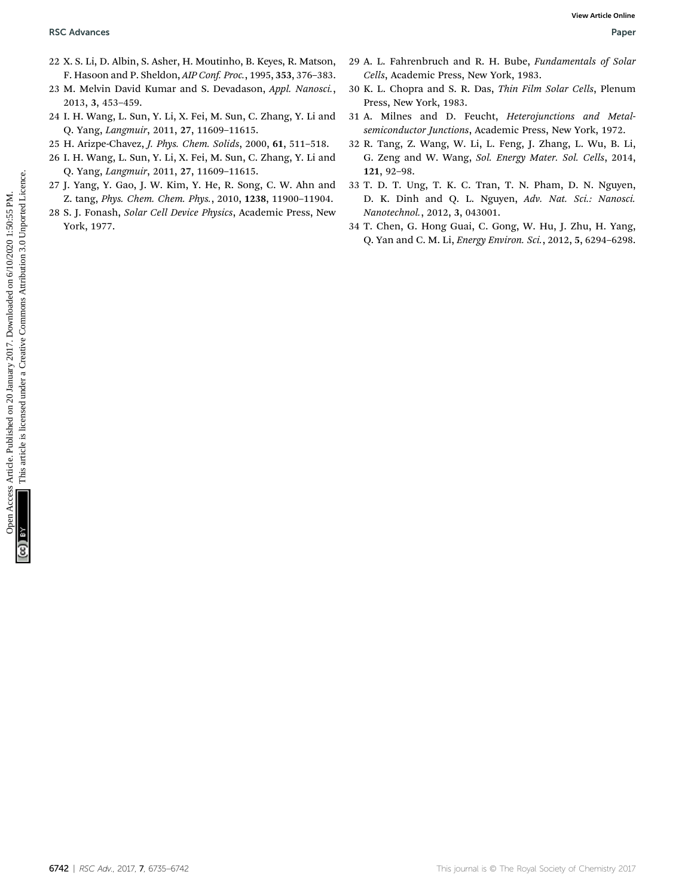22 X. S. Li, D. Albin, S. Asher, H. Moutinho, B. Keyes, R. Matson, F. Hasoon and P. Sheldon, *AIP Conf. Proc.*, 1995, **353**, 376–383.

23 M. Melvin David Kumar and S. Devadason, *Appl. Nanosci.*, 2013, **3**, 453–459.

24 I. H. Wang, L. Sun, Y. Li, X. Fei, M. Sun, C. Zhang, Y. Li and Q. Yang, *Langmuir*, 2011, **27**, 11609–11615.

25 H. Arizpe-Chavez, *J. Phys. Chem. Solids*, 2000, **61**, 511–518.

26 I. H. Wang, L. Sun, Y. Li, X. Fei, M. Sun, C. Zhang, Y. Li and Q. Yang, *Langmuir*, 2011, **27**, 11609–11615.

27 J. Yang, Y. Gao, J. W. Kim, Y. He, R. Song, C. W. Ahn and Z. tang, *Phys. Chem. Chem. Phys.*, 2010, **1238**, 11900–11904.

28 S. J. Fonash, *Solar Cell Device Physics*, Academic Press, New York, 1977.

29 A. L. Fahrenbruch and R. H. Bube, *Fundamentals of Solar Cells*, Academic Press, New York, 1983.

30 K. L. Chopra and S. R. Das, *Thin Film Solar Cells*, Plenum Press, New York, 1983.

31 A. Milnes and D. Feucht, *Heterojunctions and Metal-semiconductor Junctions*, Academic Press, New York, 1972.

32 R. Tang, Z. Wang, W. Li, L. Feng, J. Zhang, L. Wu, B. Li, G. Zeng and W. Wang, *Sol. Energy Mater. Sol. Cells*, 2014, **121**, 92–98.

33 T. D. T. Ung, T. K. C. Tran, T. N. Pham, D. N. Nguyen, D. K. Dinh and Q. L. Nguyen, *Adv. Nat. Sci.: Nanosci. Nanotechnol.*, 2012, **3**, 043001.

34 T. Chen, G. Hong Guai, C. Gong, W. Hu, J. Zhu, H. Yang, Q. Yan and C. M. Li, *Energy Environ. Sci.*, 2012, **5**, 6294–6298.